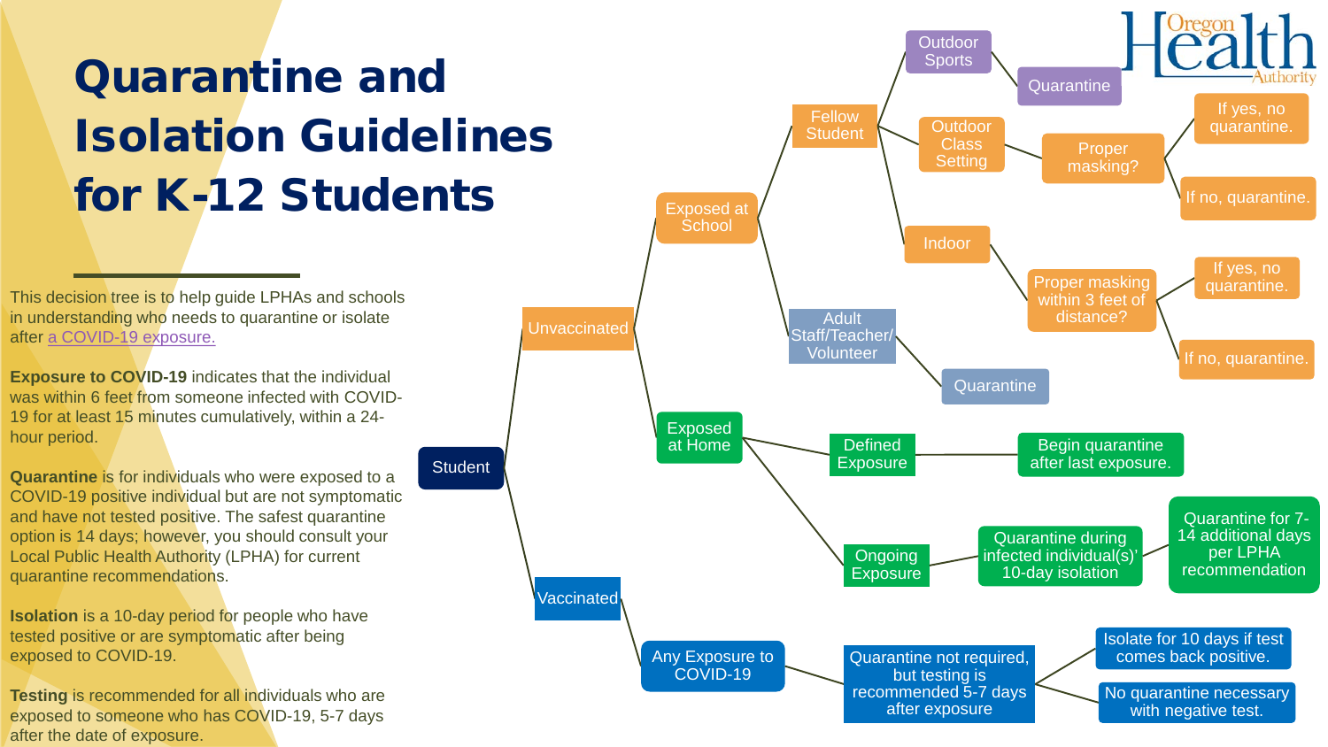# Quarantine and Isolation Guidelines for K-12 Students

This decision tree is to help guide LPHAs and schools in understanding who needs to quarantine or isolate after [a COVID-19 exposure.](#)

**Exposure to COVID-19** indicates that the individual was within 6 feet from someone infected with COVID-19 for at least 15 minutes cumulatively, within a 24-hour period.

**Quarantine** is for individuals who were exposed to a COVID-19 positive individual but are not symptomatic and have not tested positive. The safest quarantine option is 14 days; however, you should consult your Local Public Health Authority (LPHA) for current quarantine recommendations.

**Isolation** is a 10-day period for people who have tested positive or are symptomatic after being exposed to COVID-19.

**Testing** is recommended for all individuals who are exposed to someone who has COVID-19, 5-7 days after the date of exposure.

- Student
  - Unvaccinated
    - Exposed at School
      - Fellow Student
        - Outdoor Sports
          - Quarantine
        - Outdoor Class Setting
          - Proper masking?
            - If yes, no quarantine.
            - If no, quarantine.
        - Indoor
          - Proper masking within 3 feet of distance?
            - If yes, no quarantine.
            - If no, quarantine.
      - Adult Staff/Teacher/Volunteer
        - Quarantine
    - Exposed at Home
      - Defined Exposure
        - Begin quarantine after last exposure.
      - Ongoing Exposure
        - Quarantine during infected individual(s)' 10-day isolation
          - Quarantine for 7-14 additional days per LPHA recommendation
  - Vaccinated
    - Any Exposure to COVID-19
      - Quarantine not required, but testing is recommended 5-7 days after exposure
        - Isolate for 10 days if test comes back positive.
        - No quarantine necessary with negative test.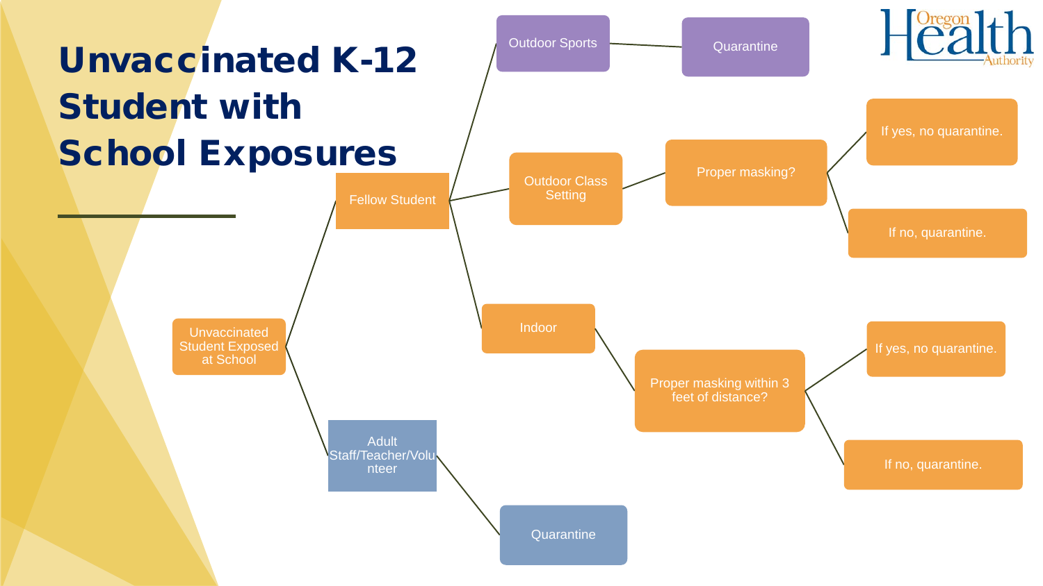# Unvaccinated K-12 Student with School Exposures

- Unvaccinated Student Exposed at School
  - Fellow Student
    - Outdoor Sports
      - Quarantine
    - Outdoor Class Setting
      - Proper masking?
        - If yes, no quarantine.
        - If no, quarantine.
    - Indoor
      - Proper masking within 3 feet of distance?
        - If yes, no quarantine.
        - If no, quarantine.
  - Adult Staff/Teacher/Volunteer
    - Quarantine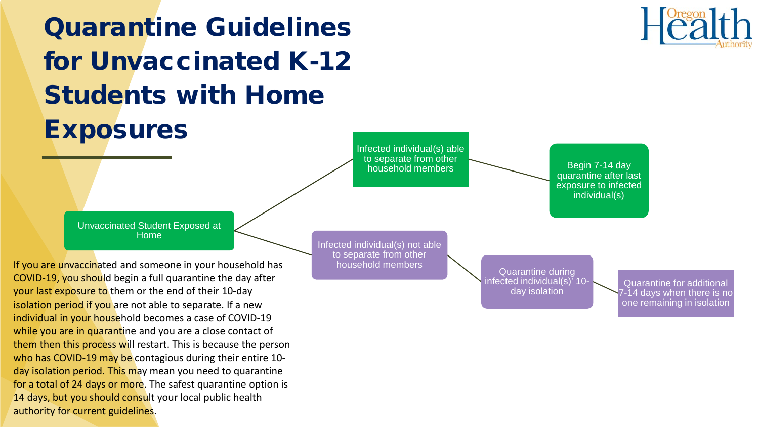# Quarantine Guidelines for Unvaccinated K-12 Students with Home Exposures

Unvaccinated Student Exposed at Home

- Infected individual(s) able to separate from other household members
  - Begin 7-14 day quarantine after last exposure to infected individual(s)
- Infected individual(s) not able to separate from other household members
  - Quarantine during infected individual(s)' 10-day isolation
    - Quarantine for additional 7-14 days when there is no one remaining in isolation

If you are unvaccinated and someone in your household has COVID-19, you should begin a full quarantine the day after your last exposure to them or the end of their 10-day isolation period if you are not able to separate. If a new individual in your household becomes a case of COVID-19 while you are in quarantine and you are a close contact of them then this process will restart. This is because the person who has COVID-19 may be contagious during their entire 10-day isolation period. This may mean you need to quarantine for a total of 24 days or more. The safest quarantine option is 14 days, but you should consult your local public health authority for current guidelines.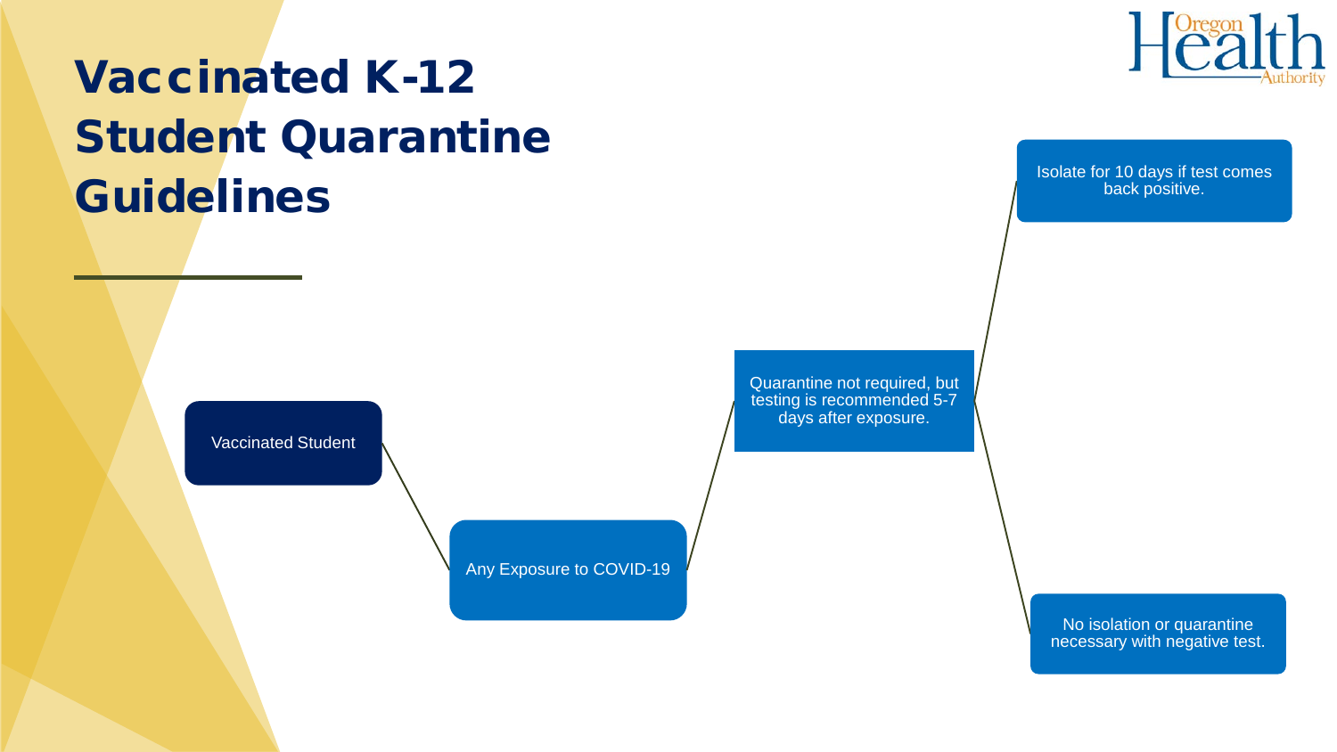# Vaccinated K-12 Student Quarantine Guidelines

Vaccinated Student

Any Exposure to COVID-19

Quarantine not required, but testing is recommended 5-7 days after exposure.

Isolate for 10 days if test comes back positive.

No isolation or quarantine necessary with negative test.